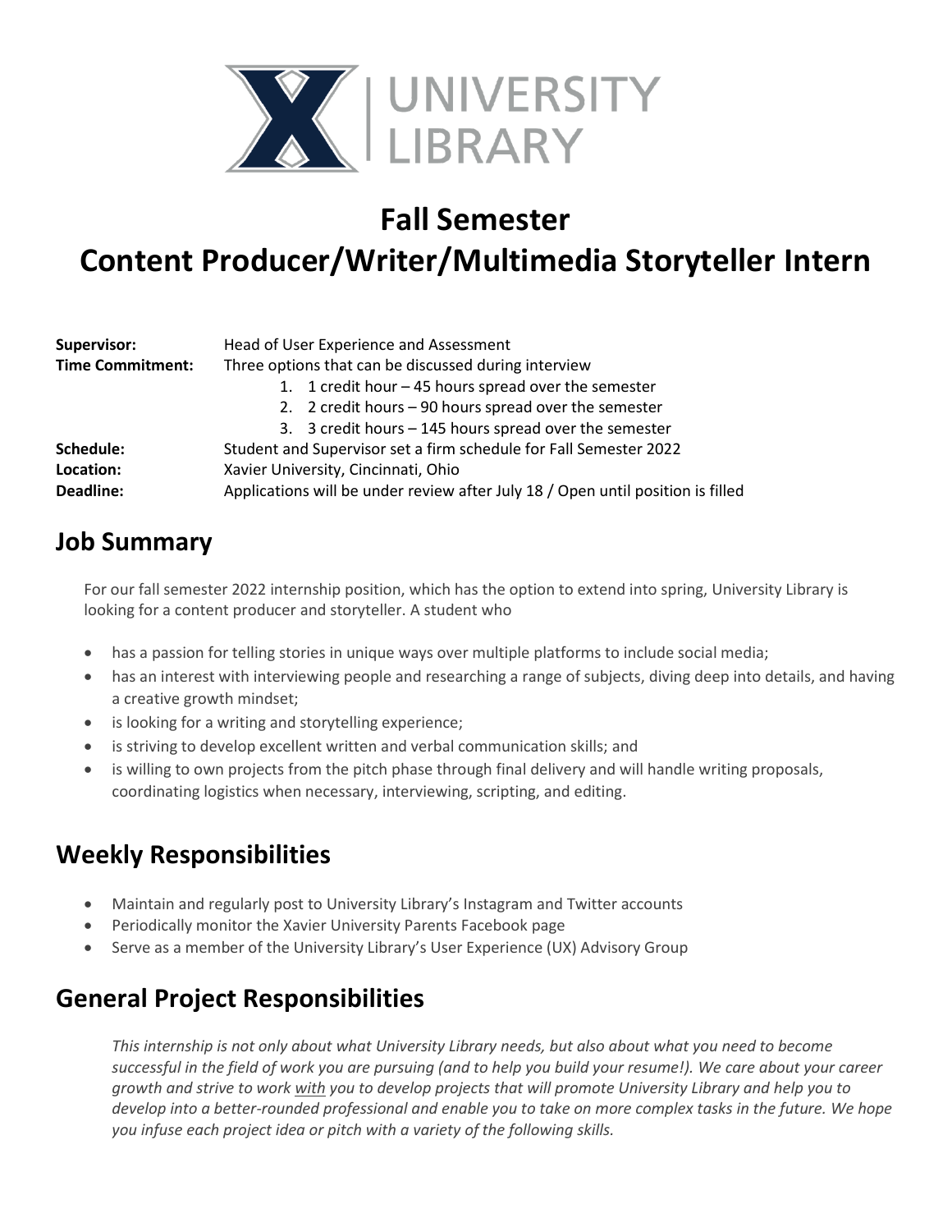UNIVERSITY LIBRARY

# Fall Semester
# Content Producer/Writer/Multimedia Storyteller Intern

| | |
|---|---|
| **Supervisor:** | Head of User Experience and Assessment |
| **Time Commitment:** | Three options that can be discussed during interview<br>1. 1 credit hour – 45 hours spread over the semester<br>2. 2 credit hours – 90 hours spread over the semester<br>3. 3 credit hours – 145 hours spread over the semester |
| **Schedule:** | Student and Supervisor set a firm schedule for Fall Semester 2022 |
| **Location:** | Xavier University, Cincinnati, Ohio |
| **Deadline:** | Applications will be under review after July 18 / Open until position is filled |

## Job Summary

For our fall semester 2022 internship position, which has the option to extend into spring, University Library is looking for a content producer and storyteller. A student who

- has a passion for telling stories in unique ways over multiple platforms to include social media;
- has an interest with interviewing people and researching a range of subjects, diving deep into details, and having a creative growth mindset;
- is looking for a writing and storytelling experience;
- is striving to develop excellent written and verbal communication skills; and
- is willing to own projects from the pitch phase through final delivery and will handle writing proposals, coordinating logistics when necessary, interviewing, scripting, and editing.

## Weekly Responsibilities

- Maintain and regularly post to University Library's Instagram and Twitter accounts
- Periodically monitor the Xavier University Parents Facebook page
- Serve as a member of the University Library's User Experience (UX) Advisory Group

## General Project Responsibilities

*This internship is not only about what University Library needs, but also about what you need to become successful in the field of work you are pursuing (and to help you build your resume!). We care about your career growth and strive to work <u>with</u> you to develop projects that will promote University Library and help you to develop into a better-rounded professional and enable you to take on more complex tasks in the future. We hope you infuse each project idea or pitch with a variety of the following skills.*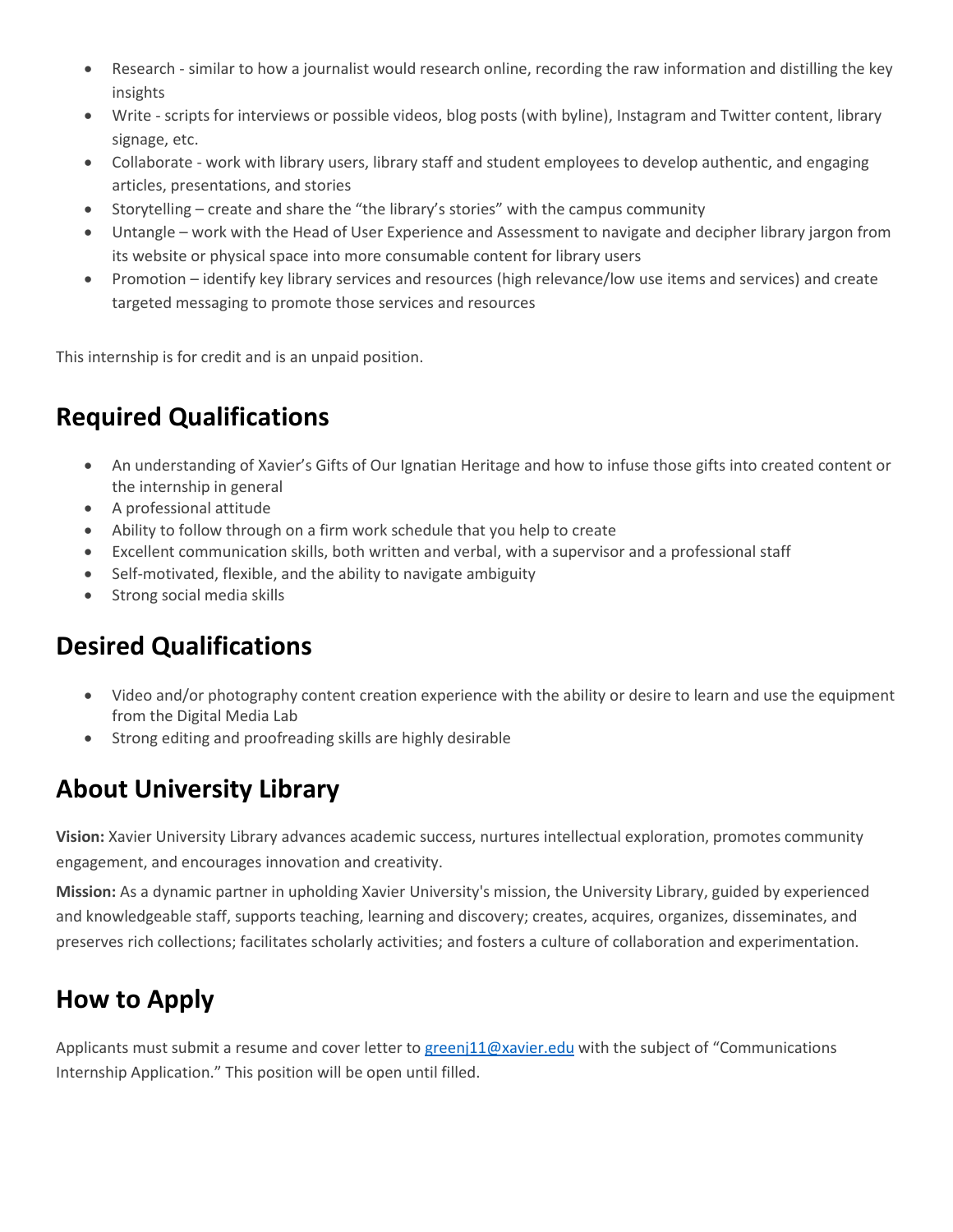- Research - similar to how a journalist would research online, recording the raw information and distilling the key insights
- Write - scripts for interviews or possible videos, blog posts (with byline), Instagram and Twitter content, library signage, etc.
- Collaborate - work with library users, library staff and student employees to develop authentic, and engaging articles, presentations, and stories
- Storytelling – create and share the "the library's stories" with the campus community
- Untangle – work with the Head of User Experience and Assessment to navigate and decipher library jargon from its website or physical space into more consumable content for library users
- Promotion – identify key library services and resources (high relevance/low use items and services) and create targeted messaging to promote those services and resources

This internship is for credit and is an unpaid position.

## Required Qualifications

- An understanding of Xavier's Gifts of Our Ignatian Heritage and how to infuse those gifts into created content or the internship in general
- A professional attitude
- Ability to follow through on a firm work schedule that you help to create
- Excellent communication skills, both written and verbal, with a supervisor and a professional staff
- Self-motivated, flexible, and the ability to navigate ambiguity
- Strong social media skills

## Desired Qualifications

- Video and/or photography content creation experience with the ability or desire to learn and use the equipment from the Digital Media Lab
- Strong editing and proofreading skills are highly desirable

## About University Library

**Vision:** Xavier University Library advances academic success, nurtures intellectual exploration, promotes community engagement, and encourages innovation and creativity.

**Mission:** As a dynamic partner in upholding Xavier University's mission, the University Library, guided by experienced and knowledgeable staff, supports teaching, learning and discovery; creates, acquires, organizes, disseminates, and preserves rich collections; facilitates scholarly activities; and fosters a culture of collaboration and experimentation.

## How to Apply

Applicants must submit a resume and cover letter to [greenj11@xavier.edu](mailto:greenj11@xavier.edu) with the subject of "Communications Internship Application." This position will be open until filled.